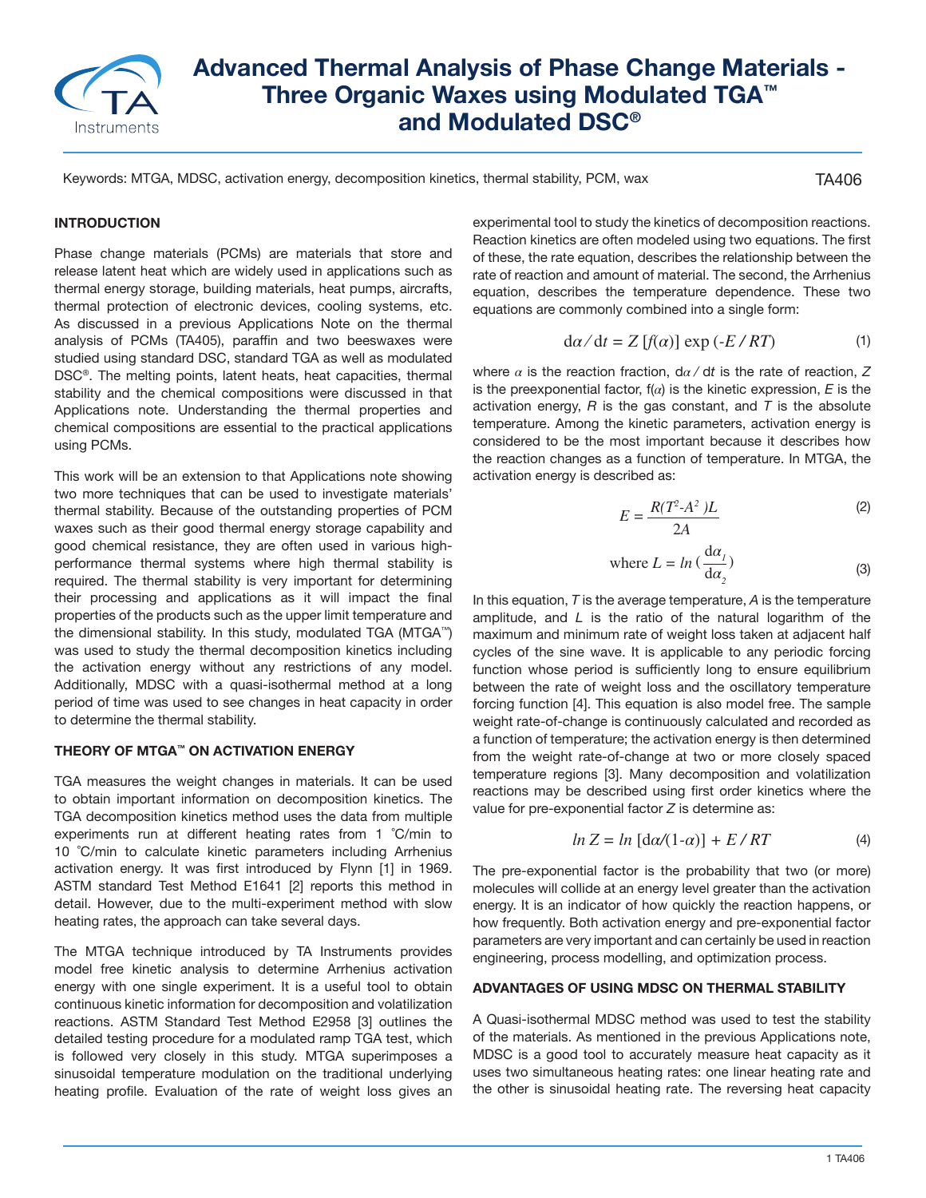# Advanced Thermal Analysis of Phase Change Materials - Three Organic Waxes using Modulated TGA™ and Modulated DSC®

Keywords: MTGA, MDSC, activation energy, decomposition kinetics, thermal stability, PCM, wax

TA406

## INTRODUCTION

Phase change materials (PCMs) are materials that store and release latent heat which are widely used in applications such as thermal energy storage, building materials, heat pumps, aircrafts, thermal protection of electronic devices, cooling systems, etc. As discussed in a previous Applications Note on the thermal analysis of PCMs (TA405), paraffin and two beeswaxes were studied using standard DSC, standard TGA as well as modulated DSC®. The melting points, latent heats, heat capacities, thermal stability and the chemical compositions were discussed in that Applications note. Understanding the thermal properties and chemical compositions are essential to the practical applications using PCMs.

This work will be an extension to that Applications note showing two more techniques that can be used to investigate materials' thermal stability. Because of the outstanding properties of PCM waxes such as their good thermal energy storage capability and good chemical resistance, they are often used in various high-performance thermal systems where high thermal stability is required. The thermal stability is very important for determining their processing and applications as it will impact the final properties of the products such as the upper limit temperature and the dimensional stability. In this study, modulated TGA (MTGA™) was used to study the thermal decomposition kinetics including the activation energy without any restrictions of any model. Additionally, MDSC with a quasi-isothermal method at a long period of time was used to see changes in heat capacity in order to determine the thermal stability.

## THEORY OF MTGA™ ON ACTIVATION ENERGY

TGA measures the weight changes in materials. It can be used to obtain important information on decomposition kinetics. The TGA decomposition kinetics method uses the data from multiple experiments run at different heating rates from 1 °C/min to 10 °C/min to calculate kinetic parameters including Arrhenius activation energy. It was first introduced by Flynn [1] in 1969. ASTM standard Test Method E1641 [2] reports this method in detail. However, due to the multi-experiment method with slow heating rates, the approach can take several days.

The MTGA technique introduced by TA Instruments provides model free kinetic analysis to determine Arrhenius activation energy with one single experiment. It is a useful tool to obtain continuous kinetic information for decomposition and volatilization reactions. ASTM Standard Test Method E2958 [3] outlines the detailed testing procedure for a modulated ramp TGA test, which is followed very closely in this study. MTGA superimposes a sinusoidal temperature modulation on the traditional underlying heating profile. Evaluation of the rate of weight loss gives an experimental tool to study the kinetics of decomposition reactions. Reaction kinetics are often modeled using two equations. The first of these, the rate equation, describes the relationship between the rate of reaction and amount of material. The second, the Arrhenius equation, describes the temperature dependence. These two equations are commonly combined into a single form:

$$d\alpha / dt = Z\,[f(\alpha)]\,\exp(-E / RT) \tag{1}$$

where $\alpha$ is the reaction fraction, $d\alpha / dt$ is the rate of reaction, $Z$ is the preexponential factor, $f(\alpha)$ is the kinetic expression, $E$ is the activation energy, $R$ is the gas constant, and $T$ is the absolute temperature. Among the kinetic parameters, activation energy is considered to be the most important because it describes how the reaction changes as a function of temperature. In MTGA, the activation energy is described as:

$$E = \frac{R(T^2 - A^2)L}{2A} \tag{2}$$

$$\text{where } L = \ln\left(\frac{d\alpha_1}{d\alpha_2}\right) \tag{3}$$

In this equation, $T$ is the average temperature, $A$ is the temperature amplitude, and $L$ is the ratio of the natural logarithm of the maximum and minimum rate of weight loss taken at adjacent half cycles of the sine wave. It is applicable to any periodic forcing function whose period is sufficiently long to ensure equilibrium between the rate of weight loss and the oscillatory temperature forcing function [4]. This equation is also model free. The sample weight rate-of-change is continuously calculated and recorded as a function of temperature; the activation energy is then determined from the weight rate-of-change at two or more closely spaced temperature regions [3]. Many decomposition and volatilization reactions may be described using first order kinetics where the value for pre-exponential factor $Z$ is determine as:

$$\ln Z = \ln\,[d\alpha/(1-\alpha)] + E / RT \tag{4}$$

The pre-exponential factor is the probability that two (or more) molecules will collide at an energy level greater than the activation energy. It is an indicator of how quickly the reaction happens, or how frequently. Both activation energy and pre-exponential factor parameters are very important and can certainly be used in reaction engineering, process modelling, and optimization process.

## ADVANTAGES OF USING MDSC ON THERMAL STABILITY

A Quasi-isothermal MDSC method was used to test the stability of the materials. As mentioned in the previous Applications note, MDSC is a good tool to accurately measure heat capacity as it uses two simultaneous heating rates: one linear heating rate and the other is sinusoidal heating rate. The reversing heat capacity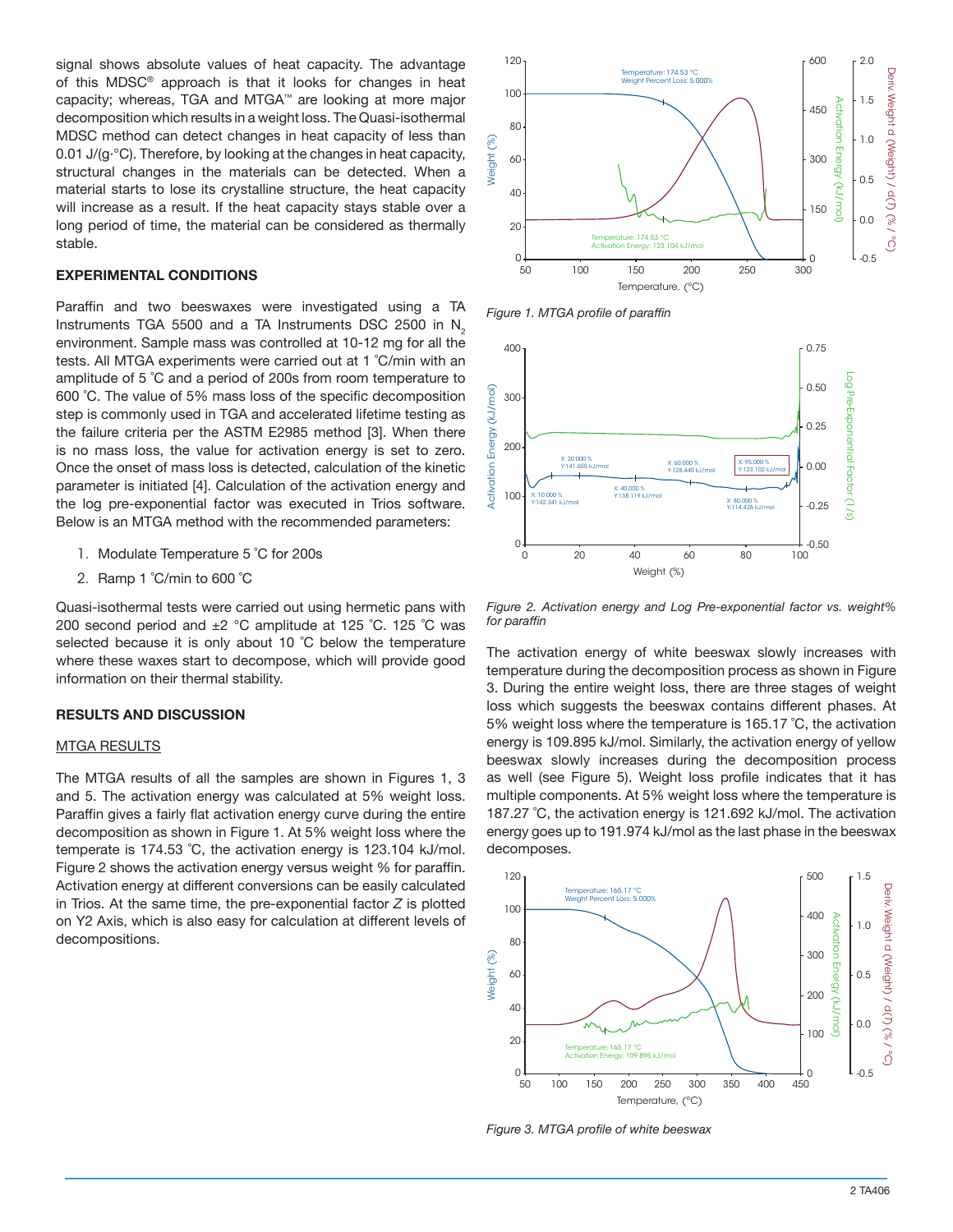signal shows absolute values of heat capacity. The advantage of this MDSC® approach is that it looks for changes in heat capacity; whereas, TGA and MTGA™ are looking at more major decomposition which results in a weight loss. The Quasi-isothermal MDSC method can detect changes in heat capacity of less than 0.01 J/(g·°C). Therefore, by looking at the changes in heat capacity, structural changes in the materials can be detected. When a material starts to lose its crystalline structure, the heat capacity will increase as a result. If the heat capacity stays stable over a long period of time, the material can be considered as thermally stable.

## EXPERIMENTAL CONDITIONS

Paraffin and two beeswaxes were investigated using a TA Instruments TGA 5500 and a TA Instruments DSC 2500 in $N_2$ environment. Sample mass was controlled at 10-12 mg for all the tests. All MTGA experiments were carried out at 1 ˚C/min with an amplitude of 5 ˚C and a period of 200s from room temperature to 600 ˚C. The value of 5% mass loss of the specific decomposition step is commonly used in TGA and accelerated lifetime testing as the failure criteria per the ASTM E2985 method [3]. When there is no mass loss, the value for activation energy is set to zero. Once the onset of mass loss is detected, calculation of the kinetic parameter is initiated [4]. Calculation of the activation energy and the log pre-exponential factor was executed in Trios software. Below is an MTGA method with the recommended parameters:

1. Modulate Temperature 5 ˚C for 200s
2. Ramp 1 ˚C/min to 600 ˚C

Quasi-isothermal tests were carried out using hermetic pans with 200 second period and ±2 °C amplitude at 125 ˚C. 125 ˚C was selected because it is only about 10 ˚C below the temperature where these waxes start to decompose, which will provide good information on their thermal stability.

## RESULTS AND DISCUSSION

### MTGA RESULTS

The MTGA results of all the samples are shown in Figures 1, 3 and 5. The activation energy was calculated at 5% weight loss. Paraffin gives a fairly flat activation energy curve during the entire decomposition process as shown in Figure 1. At 5% weight loss where the temperate is 174.53 ˚C, the activation energy is 123.104 kJ/mol. Figure 2 shows the activation energy versus weight % for paraffin. Activation energy at different conversions can be easily calculated in Trios. At the same time, the pre-exponential factor *Z* is plotted on Y2 Axis, which is also easy for calculation at different levels of decompositions.

*Figure 1. MTGA profile of paraffin*

*Figure 2. Activation energy and Log Pre-exponential factor vs. weight% for paraffin*

The activation energy of white beeswax slowly increases with temperature during the decomposition process as shown in Figure 3. During the entire weight loss, there are three stages of weight loss which suggests the beeswax contains different phases. At 5% weight loss where the temperature is 165.17 ˚C, the activation energy is 109.895 kJ/mol. Similarly, the activation energy of yellow beeswax slowly increases during the decomposition process as well (see Figure 5). Weight loss profile indicates that it has multiple components. At 5% weight loss where the temperature is 187.27 ˚C, the activation energy is 121.692 kJ/mol. The activation energy goes up to 191.974 kJ/mol as the last phase in the beeswax decomposes.

*Figure 3. MTGA profile of white beeswax*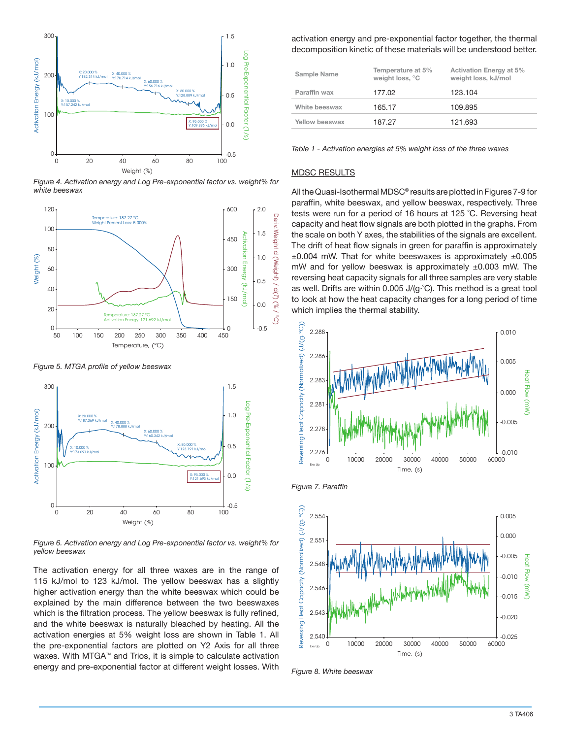Figure 4. Activation energy and Log Pre-exponential factor vs. weight% for white beeswax

Figure 5. MTGA profile of yellow beeswax

Figure 6. Activation energy and Log Pre-exponential factor vs. weight% for yellow beeswax

The activation energy for all three waxes are in the range of 115 kJ/mol to 123 kJ/mol. The yellow beeswax has a slightly higher activation energy than the white beeswax which could be explained by the main difference between the two beeswaxes which is the filtration process. The yellow beeswax is fully refined, and the white beeswax is naturally bleached by heating. All the activation energies at 5% weight loss are shown in Table 1. All the pre-exponential factors are plotted on Y2 Axis for all three waxes. With MTGA™ and Trios, it is simple to calculate activation energy and pre-exponential factor at different weight losses. With activation energy and pre-exponential factor together, the thermal decomposition kinetic of these materials will be understood better.

| Sample Name | Temperature at 5% weight loss, °C | Activation Energy at 5% weight loss, kJ/mol |
|---|---|---|
| Paraffin wax | 177.02 | 123.104 |
| White beeswax | 165.17 | 109.895 |
| Yellow beeswax | 187.27 | 121.693 |

*Table 1 - Activation energies at 5% weight loss of the three waxes*

## MDSC RESULTS

All the Quasi-Isothermal MDSC® results are plotted in Figures 7-9 for paraffin, white beeswax, and yellow beeswax, respectively. Three tests were run for a period of 16 hours at 125 °C. Reversing heat capacity and heat flow signals are both plotted in the graphs. From the scale on both Y axes, the stabilities of the signals are excellent. The drift of heat flow signals in green for paraffin is approximately ±0.004 mW. That for white beeswaxes is approximately ±0.005 mW and for yellow beeswax is approximately ±0.003 mW. The reversing heat capacity signals for all three samples are very stable as well. Drifts are within 0.005 J/(g·°C). This method is a great tool to look at how the heat capacity changes for a long period of time which implies the thermal stability.

Figure 7. Paraffin

Figure 8. White beeswax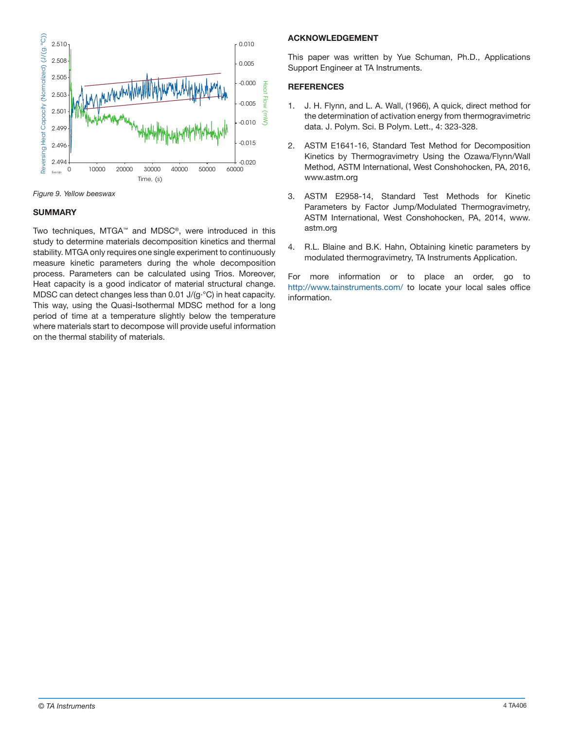Reversing Heat Capacity (Normalized) (J/(g. °C))

2.510
2.508
2.505
2.503
2.501
2.499
2.496
2.494

Heat Flow (mW)

0.010
0.005
-0.000
-0.005
-0.010
-0.015
-0.020

Exo Up

0 10000 20000 30000 40000 50000 60000

Time, (s)

*Figure 9. Yellow beeswax*

## SUMMARY

Two techniques, MTGA™ and MDSC®, were introduced in this study to determine materials decomposition kinetics and thermal stability. MTGA only requires one single experiment to continuously measure kinetic parameters during the whole decomposition process. Parameters can be calculated using Trios. Moreover, Heat capacity is a good indicator of material structural change. MDSC can detect changes less than 0.01 J/(g·°C) in heat capacity. This way, using the Quasi-Isothermal MDSC method for a long period of time at a temperature slightly below the temperature where materials start to decompose will provide useful information on the thermal stability of materials.

## ACKNOWLEDGEMENT

This paper was written by Yue Schuman, Ph.D., Applications Support Engineer at TA Instruments.

## REFERENCES

1. J. H. Flynn, and L. A. Wall, (1966), A quick, direct method for the determination of activation energy from thermogravimetric data. J. Polym. Sci. B Polym. Lett., 4: 323-328.
2. ASTM E1641-16, Standard Test Method for Decomposition Kinetics by Thermogravimetry Using the Ozawa/Flynn/Wall Method, ASTM International, West Conshohocken, PA, 2016, www.astm.org
3. ASTM E2958-14, Standard Test Methods for Kinetic Parameters by Factor Jump/Modulated Thermogravimetry, ASTM International, West Conshohocken, PA, 2014, www.astm.org
4. R.L. Blaine and B.K. Hahn, Obtaining kinetic parameters by modulated thermogravimetry, TA Instruments Application.

For more information or to place an order, go to http://www.tainstruments.com/ to locate your local sales office information.

© TA Instruments